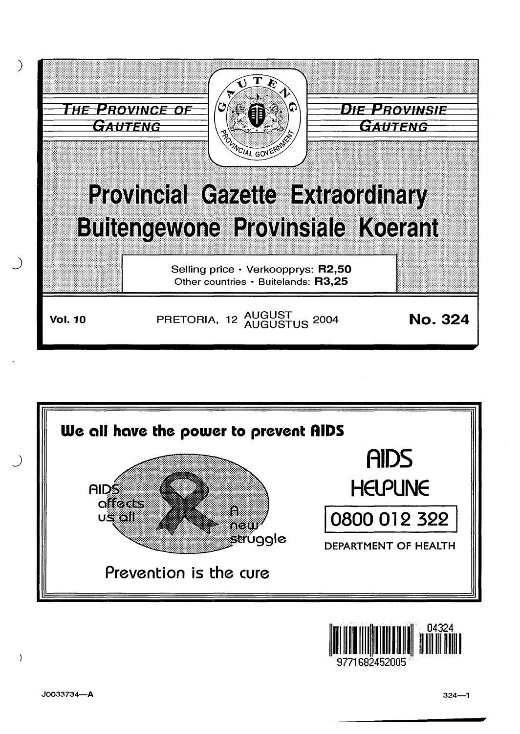THE PROVINCE OF GAUTENG

DIE PROVINSIE GAUTENG

# Provincial Gazette Extraordinary
# Buitengewone Provinsiale Koerant

Selling price · Verkoopprys: **R2,50**
Other countries · Buitelands: **R3,25**

**Vol. 10** PRETORIA, 12 AUGUST / AUGUSTUS 2004 **No. 324**

**We all have the power to prevent AIDS**

AIDS affects us all

A new struggle

Prevention is the cure

AIDS HELPLINE

0800 012 322

DEPARTMENT OF HEALTH

J0033734—A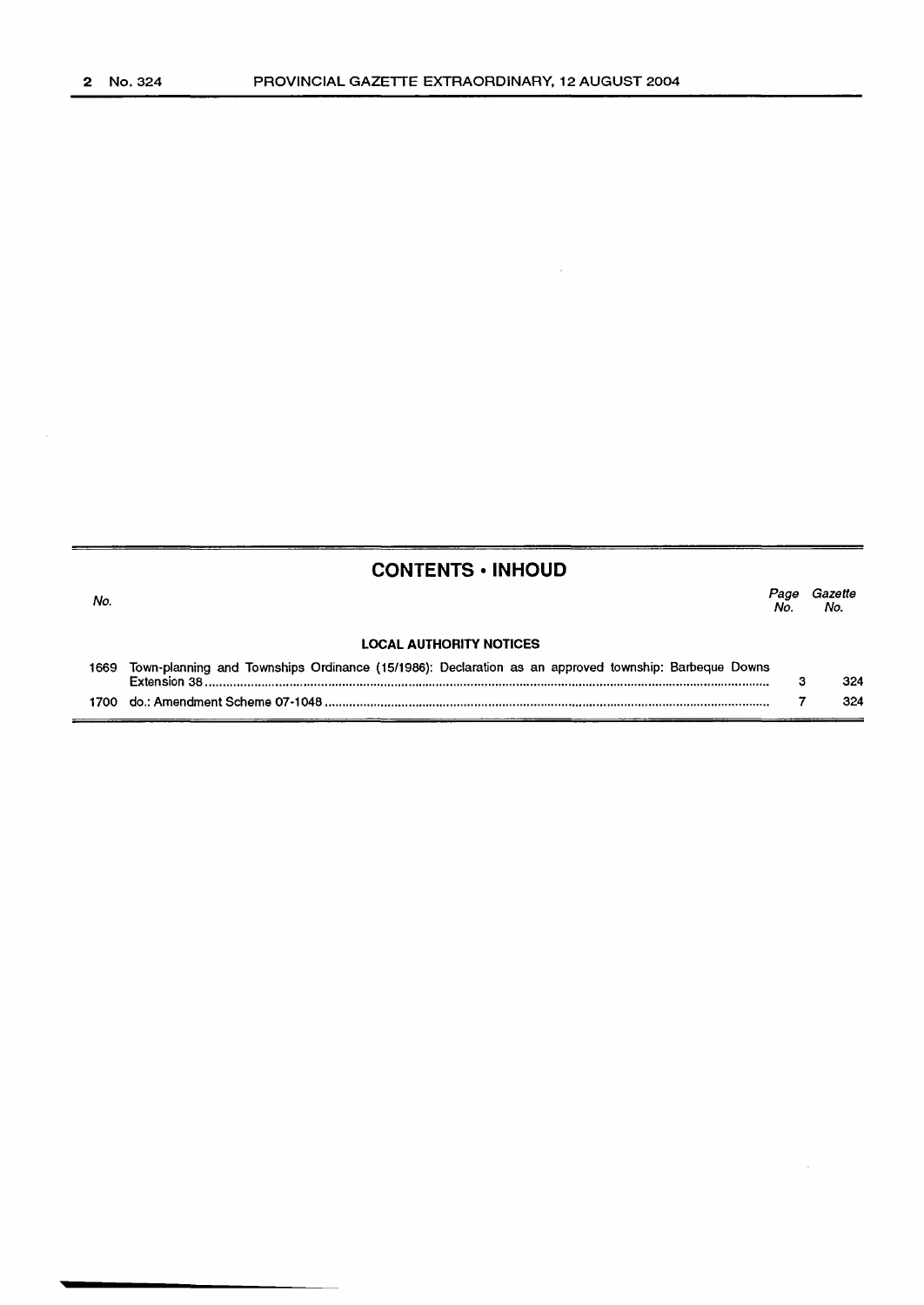## CONTENTS • INHOUD

| No. | | Page No. | Gazette No. |
|---|---|---|---|
| | **LOCAL AUTHORITY NOTICES** | | |
| 1669 | Town-planning and Townships Ordinance (15/1986): Declaration as an approved township: Barbeque Downs Extension 38 | 3 | 324 |
| 1700 | do.: Amendment Scheme 07-1048 | 7 | 324 |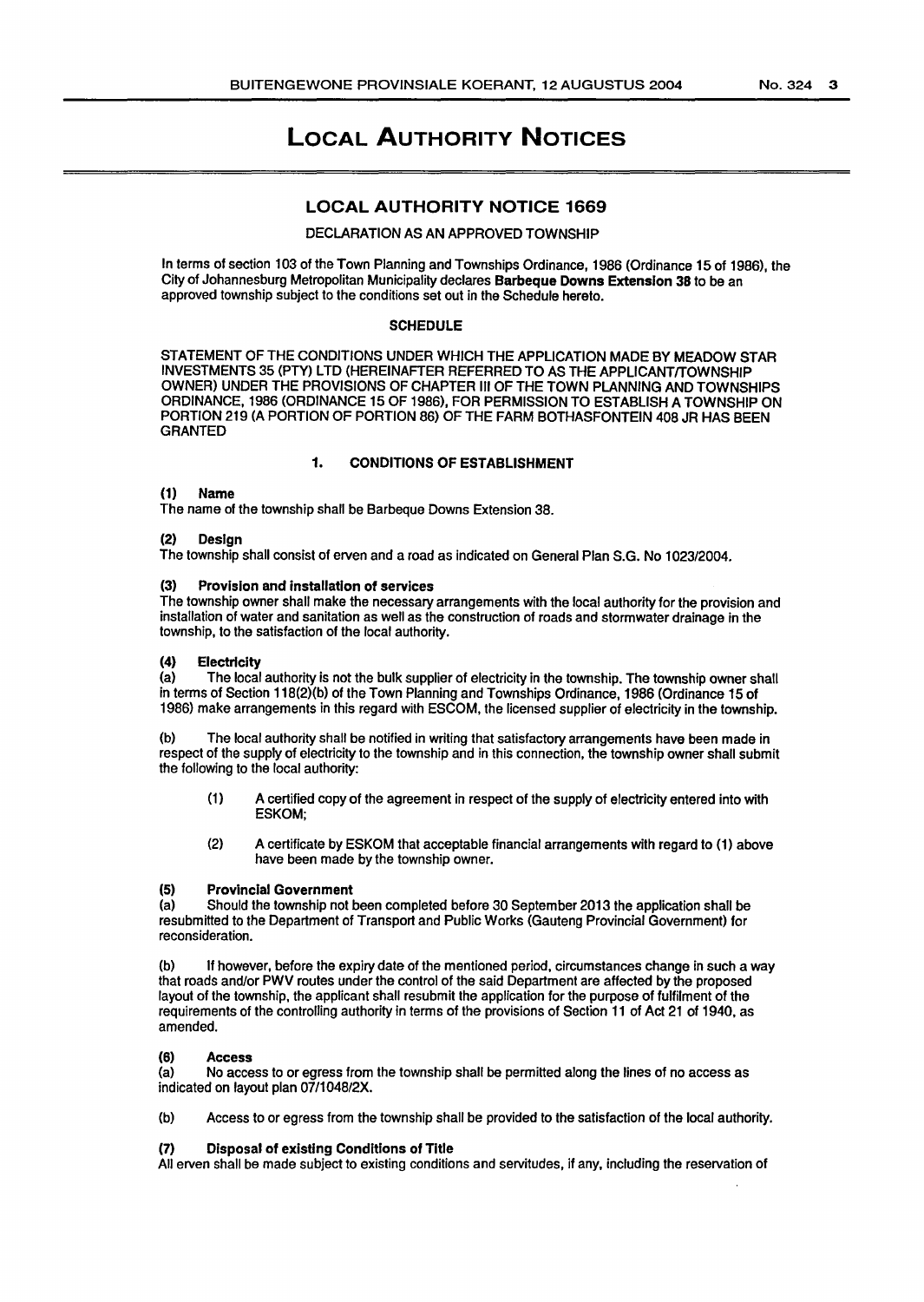// LOCAL AUTHORITY NOTICES

## LOCAL AUTHORITY NOTICE 1669

DECLARATION AS AN APPROVED TOWNSHIP

In terms of section 103 of the Town Planning and Townships Ordinance, 1986 (Ordinance 15 of 1986), the City of Johannesburg Metropolitan Municipality declares **Barbeque Downs Extension 38** to be an approved township subject to the conditions set out in the Schedule hereto.

### SCHEDULE

STATEMENT OF THE CONDITIONS UNDER WHICH THE APPLICATION MADE BY MEADOW STAR INVESTMENTS 35 (PTY) LTD (HEREINAFTER REFERRED TO AS THE APPLICANT/TOWNSHIP OWNER) UNDER THE PROVISIONS OF CHAPTER III OF THE TOWN PLANNING AND TOWNSHIPS ORDINANCE, 1986 (ORDINANCE 15 OF 1986), FOR PERMISSION TO ESTABLISH A TOWNSHIP ON PORTION 219 (A PORTION OF PORTION 86) OF THE FARM BOTHASFONTEIN 408 JR HAS BEEN GRANTED

#### 1. CONDITIONS OF ESTABLISHMENT

**(1) Name**
The name of the township shall be Barbeque Downs Extension 38.

**(2) Design**
The township shall consist of erven and a road as indicated on General Plan S.G. No 1023/2004.

**(3) Provision and installation of services**
The township owner shall make the necessary arrangements with the local authority for the provision and installation of water and sanitation as well as the construction of roads and stormwater drainage in the township, to the satisfaction of the local authority.

**(4) Electricity**

(a) The local authority is not the bulk supplier of electricity in the township. The township owner shall in terms of Section 118(2)(b) of the Town Planning and Townships Ordinance, 1986 (Ordinance 15 of 1986) make arrangements in this regard with ESCOM, the licensed supplier of electricity in the township.

(b) The local authority shall be notified in writing that satisfactory arrangements have been made in respect of the supply of electricity to the township and in this connection, the township owner shall submit the following to the local authority:

(1) A certified copy of the agreement in respect of the supply of electricity entered into with ESKOM;

(2) A certificate by ESKOM that acceptable financial arrangements with regard to (1) above have been made by the township owner.

**(5) Provincial Government**

(a) Should the township not been completed before 30 September 2013 the application shall be resubmitted to the Department of Transport and Public Works (Gauteng Provincial Government) for reconsideration.

(b) If however, before the expiry date of the mentioned period, circumstances change in such a way that roads and/or PWV routes under the control of the said Department are affected by the proposed layout of the township, the applicant shall resubmit the application for the purpose of fulfilment of the requirements of the controlling authority in terms of the provisions of Section 11 of Act 21 of 1940, as amended.

**(6) Access**

(a) No access to or egress from the township shall be permitted along the lines of no access as indicated on layout plan 07/1048/2X.

(b) Access to or egress from the township shall be provided to the satisfaction of the local authority.

**(7) Disposal of existing Conditions of Title**
All erven shall be made subject to existing conditions and servitudes, if any, including the reservation of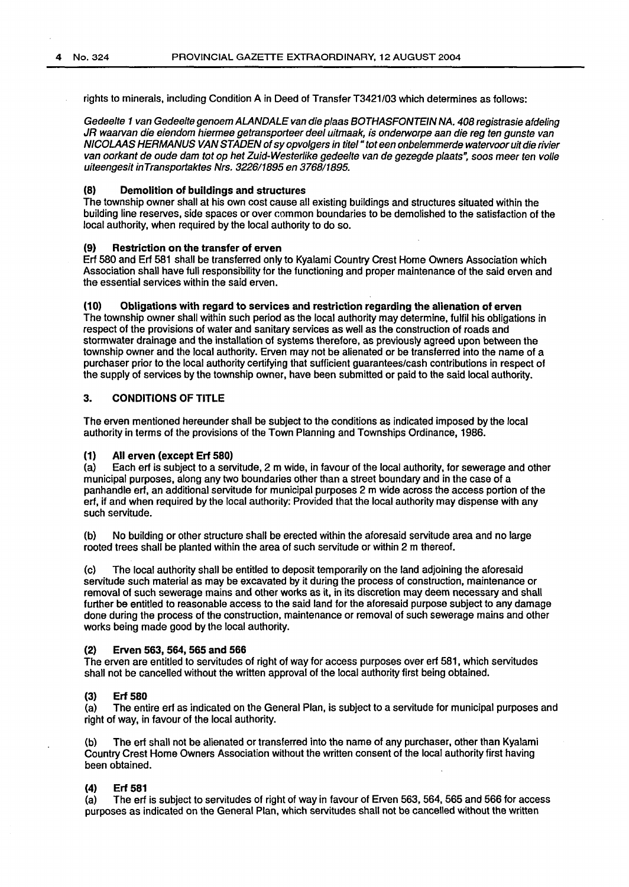rights to minerals, including Condition A in Deed of Transfer T3421/03 which determines as follows:

*Gedeelte 1 van Gedeelte genoem ALANDALE van die plaas BOTHASFONTEIN NA. 408 registrasie afdeling JR waarvan die eiendom hiermee getransporteer deel uitmaak, is onderworpe aan die reg ten gunste van NICOLAAS HERMANUS VAN STADEN of sy opvolgers in titel " tot een onbelemmerde watervoor uit die rivier van oorkant de oude dam tot op het Zuid-Westerlike gedeelte van de gezegde plaats", soos meer ten volle uiteengesit inTransportaktes Nrs. 3226/1895 en 3768/1895.*

#### (8) Demolition of buildings and structures

The township owner shall at his own cost cause all existing buildings and structures situated within the building line reserves, side spaces or over common boundaries to be demolished to the satisfaction of the local authority, when required by the local authority to do so.

#### (9) Restriction on the transfer of erven

Erf 580 and Erf 581 shall be transferred only to Kyalami Country Crest Home Owners Association which Association shall have full responsibility for the functioning and proper maintenance of the said erven and the essential services within the said erven.

#### (10) Obligations with regard to services and restriction regarding the alienation of erven

The township owner shall within such period as the local authority may determine, fulfil his obligations in respect of the provisions of water and sanitary services as well as the construction of roads and stormwater drainage and the installation of systems therefore, as previously agreed upon between the township owner and the local authority. Erven may not be alienated or be transferred into the name of a purchaser prior to the local authority certifying that sufficient guarantees/cash contributions in respect of the supply of services by the township owner, have been submitted or paid to the said local authority.

### 3. CONDITIONS OF TITLE

The erven mentioned hereunder shall be subject to the conditions as indicated imposed by the local authority in terms of the provisions of the Town Planning and Townships Ordinance, 1986.

#### (1) All erven (except Erf 580)

(a) Each erf is subject to a servitude, 2 m wide, in favour of the local authority, for sewerage and other municipal purposes, along any two boundaries other than a street boundary and in the case of a panhandle erf, an additional servitude for municipal purposes 2 m wide across the access portion of the erf, if and when required by the local authority: Provided that the local authority may dispense with any such servitude.

(b) No building or other structure shall be erected within the aforesaid servitude area and no large rooted trees shall be planted within the area of such servitude or within 2 m thereof.

(c) The local authority shall be entitled to deposit temporarily on the land adjoining the aforesaid servitude such material as may be excavated by it during the process of construction, maintenance or removal of such sewerage mains and other works as it, in its discretion may deem necessary and shall further be entitled to reasonable access to the said land for the aforesaid purpose subject to any damage done during the process of the construction, maintenance or removal of such sewerage mains and other works being made good by the local authority.

#### (2) Erven 563, 564, 565 and 566

The erven are entitled to servitudes of right of way for access purposes over erf 581, which servitudes shall not be cancelled without the written approval of the local authority first being obtained.

#### (3) Erf 580

(a) The entire erf as indicated on the General Plan, is subject to a servitude for municipal purposes and right of way, in favour of the local authority.

(b) The erf shall not be alienated or transferred into the name of any purchaser, other than Kyalami Country Crest Home Owners Association without the written consent of the local authority first having been obtained.

#### (4) Erf 581

(a) The erf is subject to servitudes of right of way in favour of Erven 563, 564, 565 and 566 for access purposes as indicated on the General Plan, which servitudes shall not be cancelled without the written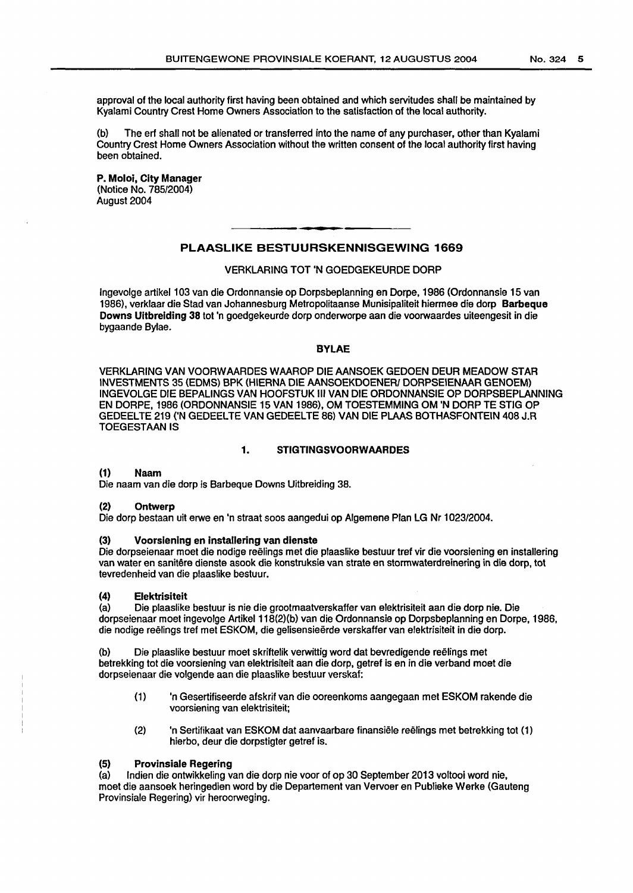approval of the local authority first having been obtained and which servitudes shall be maintained by Kyalami Country Crest Home Owners Association to the satisfaction of the local authority.

(b) The erf shall not be alienated or transferred into the name of any purchaser, other than Kyalami Country Crest Home Owners Association without the written consent of the local authority first having been obtained.

**P. Moloi, City Manager**
(Notice No. 785/2004)
August 2004

## PLAASLIKE BESTUURSKENNISGEWING 1669

VERKLARING TOT 'N GOEDGEKEURDE DORP

Ingevolge artikel 103 van die Ordonnansie op Dorpsbeplanning en Dorpe, 1986 (Ordonnansie 15 van 1986), verklaar die Stad van Johannesburg Metropolitaanse Munisipaliteit hiermee die dorp **Barbeque Downs Uitbreiding 38** tot 'n goedgekeurde dorp onderworpe aan die voorwaardes uiteengesit in die bygaande Bylae.

### BYLAE

VERKLARING VAN VOORWAARDES WAAROP DIE AANSOEK GEDOEN DEUR MEADOW STAR INVESTMENTS 35 (EDMS) BPK (HIERNA DIE AANSOEKDOENER/ DORPSEIENAAR GENOEM) INGEVOLGE DIE BEPALINGS VAN HOOFSTUK III VAN DIE ORDONNANSIE OP DORPSBEPLANNING EN DORPE, 1986 (ORDONNANSIE 15 VAN 1986), OM TOESTEMMING OM 'N DORP TE STIG OP GEDEELTE 219 ('N GEDEELTE VAN GEDEELTE 86) VAN DIE PLAAS BOTHASFONTEIN 408 J.R TOEGESTAAN IS

### 1. STIGTINGSVOORWAARDES

**(1) Naam**
Die naam van die dorp is Barbeque Downs Uitbreiding 38.

**(2) Ontwerp**
Die dorp bestaan uit erwe en 'n straat soos aangedui op Algemene Plan LG Nr 1023/2004.

**(3) Voorsiening en installering van dienste**
Die dorpseienaar moet die nodige reëlings met die plaaslike bestuur tref vir die voorsiening en installering van water en sanitêre dienste asook die konstruksie van strate en stormwaterdreinering in die dorp, tot tevredenheid van die plaaslike bestuur.

**(4) Elektrisiteit**
(a) Die plaaslike bestuur is nie die grootmaatverskaffer van elektrisiteit aan die dorp nie. Die dorpseienaar moet ingevolge Artikel 118(2)(b) van die Ordonnansie op Dorpsbeplanning en Dorpe, 1986, die nodige reëlings tref met ESKOM, die gelisensieërde verskaffer van elektrisiteit in die dorp.

(b) Die plaaslike bestuur moet skriftelik verwittig word dat bevredigende reëlings met betrekking tot die voorsiening van elektrisiteit aan die dorp, getref is en in die verband moet die dorpseienaar die volgende aan die plaaslike bestuur verskaf:

(1) 'n Gesertifiseerde afskrif van die ooreenkoms aangegaan met ESKOM rakende die voorsiening van elektrisiteit;

(2) 'n Sertifikaat van ESKOM dat aanvaarbare finansiële reëlings met betrekking tot (1) hierbo, deur die dorpstigter getref is.

**(5) Provinsiale Regering**
(a) Indien die ontwikkeling van die dorp nie voor of op 30 September 2013 voltooi word nie, moet die aansoek heringedien word by die Departement van Vervoer en Publieke Werke (Gauteng Provinsiale Regering) vir heroorweging.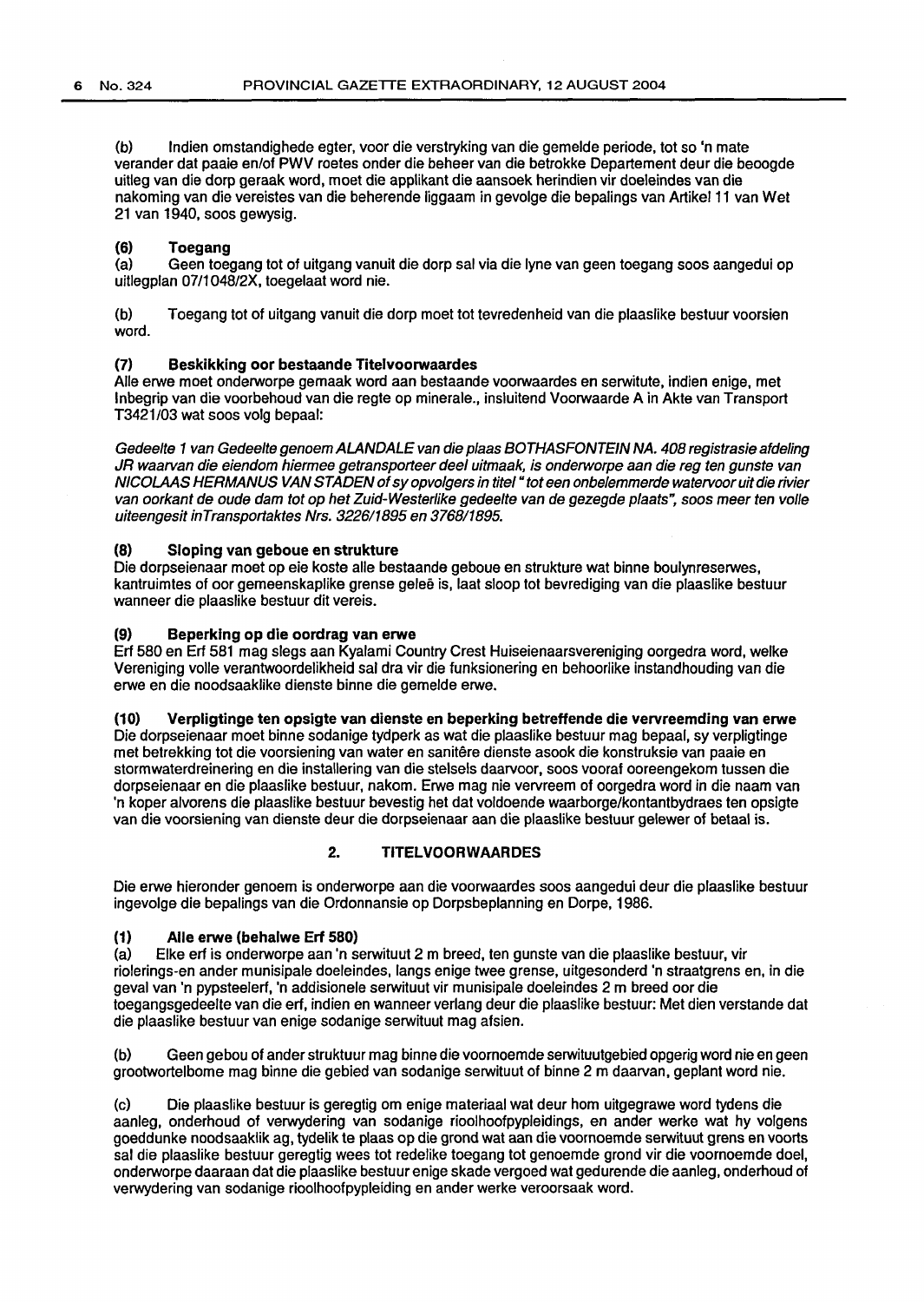(b) Indien omstandighede egter, voor die verstryking van die gemelde periode, tot so 'n mate verander dat paaie en/of PWV roetes onder die beheer van die betrokke Departement deur die beoogde uitleg van die dorp geraak word, moet die applikant die aansoek herindien vir doeleindes van die nakoming van die vereistes van die beherende liggaam in gevolge die bepalings van Artikel 11 van Wet 21 van 1940, soos gewysig.

**(6) Toegang**

(a) Geen toegang tot of uitgang vanuit die dorp sal via die lyne van geen toegang soos aangedui op uitlegplan 07/1048/2X, toegelaat word nie.

(b) Toegang tot of uitgang vanuit die dorp moet tot tevredenheid van die plaaslike bestuur voorsien word.

**(7) Beskikking oor bestaande Titelvoorwaardes**

Alle erwe moet onderworpe gemaak word aan bestaande voorwaardes en serwitute, indien enige, met Inbegrip van die voorbehoud van die regte op minerale., insluitend Voorwaarde A in Akte van Transport T3421/03 wat soos volg bepaal:

*Gedeelte 1 van Gedeelte genoem ALANDALE van die plaas BOTHASFONTEIN NA. 408 registrasie afdeling JR waarvan die eiendom hiermee getransporteer deel uitmaak, is onderworpe aan die reg ten gunste van NICOLAAS HERMANUS VAN STADEN of sy opvolgers in titel "tot een onbelemmerde watervoor uit die rivier van oorkant de oude dam tot op het Zuid-Westerlike gedeelte van de gezegde plaats", soos meer ten volle uiteengesit inTransportaktes Nrs. 3226/1895 en 3768/1895.*

**(8) Sloping van geboue en strukture**

Die dorpseienaar moet op eie koste alle bestaande geboue en strukture wat binne boulynreserwes, kantruimtes of oor gemeenskaplike grense geleë is, laat sloop tot bevrediging van die plaaslike bestuur wanneer die plaaslike bestuur dit vereis.

**(9) Beperking op die oordrag van erwe**

Erf 580 en Erf 581 mag slegs aan Kyalami Country Crest Huiseienaarsvereniging oorgedra word, welke Vereniging volle verantwoordelikheid sal dra vir die funksionering en behoorlike instandhouding van die erwe en die noodsaaklike dienste binne die gemelde erwe.

**(10) Verpligtinge ten opsigte van dienste en beperking betreffende die vervreemding van erwe**

Die dorpseienaar moet binne sodanige tydperk as wat die plaaslike bestuur mag bepaal, sy verpligtinge met betrekking tot die voorsiening van water en sanitêre dienste asook die konstruksie van paaie en stormwaterdreinering en die installering van die stelsels daarvoor, soos vooraf ooreengekom tussen die dorpseienaar en die plaaslike bestuur, nakom. Erwe mag nie vervreem of oorgedra word in die naam van 'n koper alvorens die plaaslike bestuur bevestig het dat voldoende waarborge/kontantbydraes ten opsigte van die voorsiening van dienste deur die dorpseienaar aan die plaaslike bestuur gelewer of betaal is.

## 2. TITELVOORWAARDES

Die erwe hieronder genoem is onderworpe aan die voorwaardes soos aangedui deur die plaaslike bestuur ingevolge die bepalings van die Ordonnansie op Dorpsbeplanning en Dorpe, 1986.

**(1) Alle erwe (behalwe Erf 580)**

(a) Elke erf is onderworpe aan 'n serwituut 2 m breed, ten gunste van die plaaslike bestuur, vir riolerings-en ander munisipale doeleindes, langs enige twee grense, uitgesonderd 'n straatgrens en, in die geval van 'n pypsteelerf, 'n addisionele serwituut vir munisipale doeleindes 2 m breed oor die toegangsgedeelte van die erf, indien en wanneer verlang deur die plaaslike bestuur: Met dien verstande dat die plaaslike bestuur van enige sodanige serwituut mag afsien.

(b) Geen gebou of ander struktuur mag binne die voornoemde serwituutgebied opgerig word nie en geen grootwortelbome mag binne die gebied van sodanige serwituut of binne 2 m daarvan, geplant word nie.

(c) Die plaaslike bestuur is geregtig om enige materiaal wat deur hom uitgegrawe word tydens die aanleg, onderhoud of verwydering van sodanige rioolhoofpypleidings, en ander werke wat hy volgens goeddunke noodsaaklik ag, tydelik te plaas op die grond wat aan die voornoemde serwituut grens en voorts sal die plaaslike bestuur geregtig wees tot redelike toegang tot genoemde grond vir die voornoemde doel, onderworpe daaraan dat die plaaslike bestuur enige skade vergoed wat gedurende die aanleg, onderhoud of verwydering van sodanige rioolhoofpypleiding en ander werke veroorsaak word.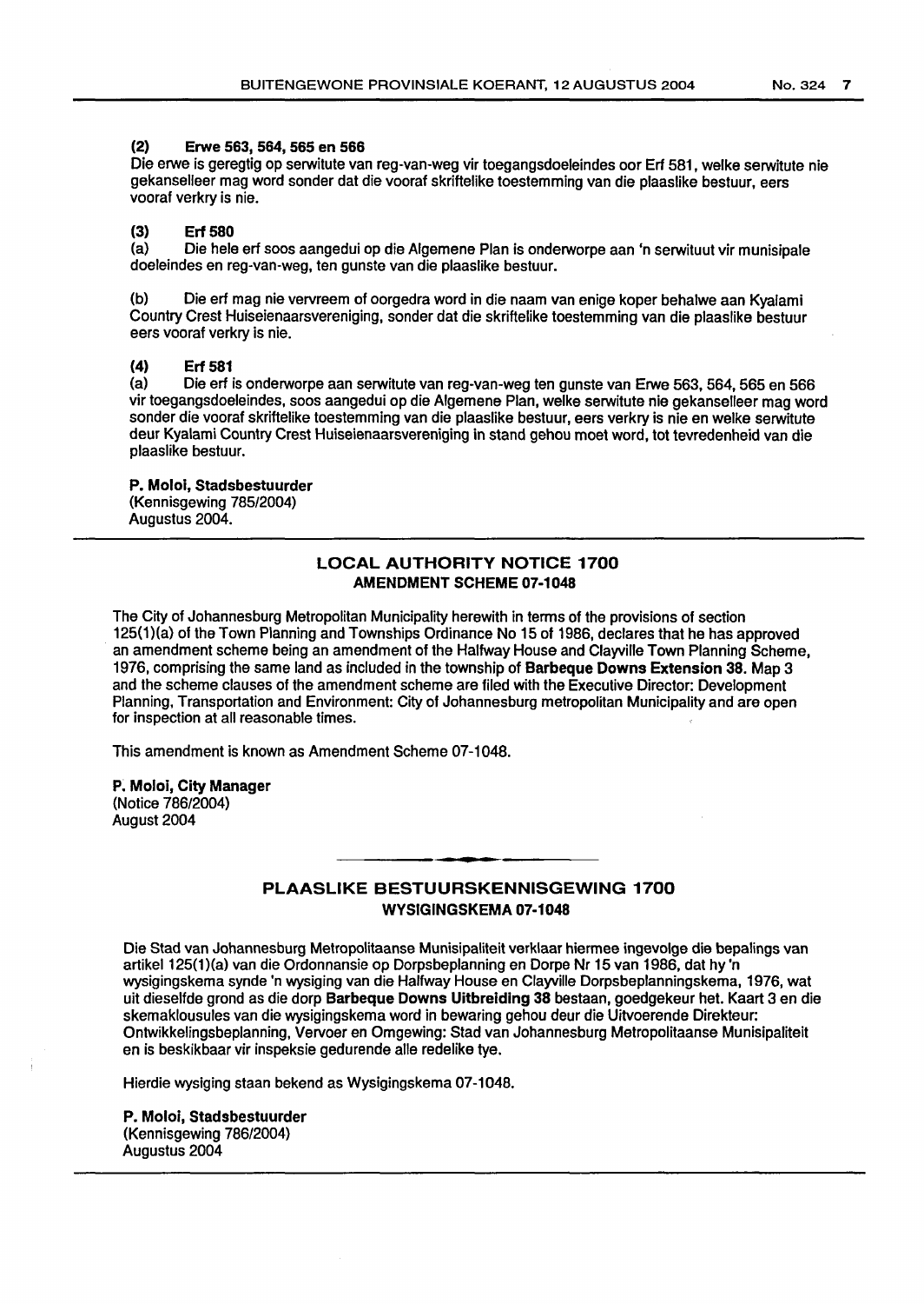**(2) Erwe 563, 564, 565 en 566**

Die erwe is geregtig op serwitute van reg-van-weg vir toegangsdoeleindes oor Erf 581, welke serwitute nie gekanselleer mag word sonder dat die vooraf skriftelike toestemming van die plaaslike bestuur, eers vooraf verkry is nie.

**(3) Erf 580**

(a) Die hele erf soos aangedui op die Algemene Plan is onderworpe aan 'n serwituut vir munisipale doeleindes en reg-van-weg, ten gunste van die plaaslike bestuur.

(b) Die erf mag nie vervreem of oorgedra word in die naam van enige koper behalwe aan Kyalami Country Crest Huiseienaarsvereniging, sonder dat die skriftelike toestemming van die plaaslike bestuur eers vooraf verkry is nie.

**(4) Erf 581**

(a) Die erf is onderworpe aan serwitute van reg-van-weg ten gunste van Erwe 563, 564, 565 en 566 vir toegangsdoeleindes, soos aangedui op die Algemene Plan, welke serwitute nie gekanselleer mag word sonder die vooraf skriftelike toestemming van die plaaslike bestuur, eers verkry is nie en welke serwitute deur Kyalami Country Crest Huiseienaarsvereniging in stand gehou moet word, tot tevredenheid van die plaaslike bestuur.

**P. Moloi, Stadsbestuurder**
(Kennisgewing 785/2004)
Augustus 2004.

## LOCAL AUTHORITY NOTICE 1700

### AMENDMENT SCHEME 07-1048

The City of Johannesburg Metropolitan Municipality herewith in terms of the provisions of section 125(1)(a) of the Town Planning and Townships Ordinance No 15 of 1986, declares that he has approved an amendment scheme being an amendment of the Halfway House and Clayville Town Planning Scheme, 1976, comprising the same land as included in the township of **Barbeque Downs Extension 38.** Map 3 and the scheme clauses of the amendment scheme are filed with the Executive Director: Development Planning, Transportation and Environment: City of Johannesburg metropolitan Municipality and are open for inspection at all reasonable times.

This amendment is known as Amendment Scheme 07-1048.

**P. Moloi, City Manager**
(Notice 786/2004)
August 2004

## PLAASLIKE BESTUURSKENNISGEWING 1700

### WYSIGINGSKEMA 07-1048

Die Stad van Johannesburg Metropolitaanse Munisipaliteit verklaar hiermee ingevolge die bepalings van artikel 125(1)(a) van die Ordonnansie op Dorpsbeplanning en Dorpe Nr 15 van 1986, dat hy 'n wysigingskema synde 'n wysiging van die Halfway House en Clayville Dorpsbeplanningskema, 1976, wat uit dieselfde grond as die dorp **Barbeque Downs Uitbreiding 38** bestaan, goedgekeur het. Kaart 3 en die skemaklousules van die wysigingskema word in bewaring gehou deur die Uitvoerende Direkteur: Ontwikkelingsbeplanning, Vervoer en Omgewing: Stad van Johannesburg Metropolitaanse Munisipaliteit en is beskikbaar vir inspeksie gedurende alle redelike tye.

Hierdie wysiging staan bekend as Wysigingskema 07-1048.

**P. Moloi, Stadsbestuurder**
(Kennisgewing 786/2004)
Augustus 2004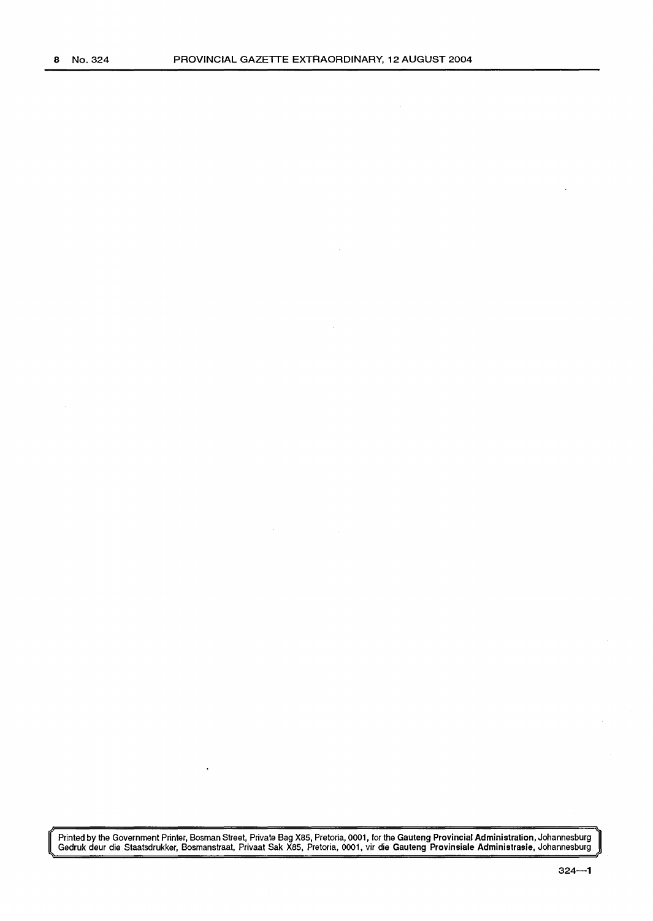Printed by the Government Printer, Bosman Street, Private Bag X85, Pretoria, 0001, for the **Gauteng Provincial Administration**, Johannesburg
Gedruk deur die Staatsdrukker, Bosmanstraat, Privaat Sak X85, Pretoria, 0001, vir die **Gauteng Provinsiale Administrasie**, Johannesburg

324—1